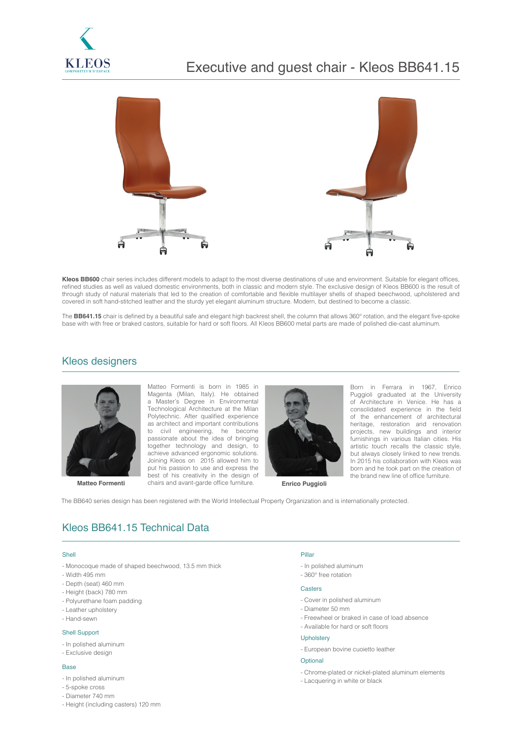KLEOS
COMPOSITEUR D'ESPACE

# Executive and guest chair - Kleos BB641.15

**Kleos BB600** chair series includes different models to adapt to the most diverse destinations of use and environment. Suitable for elegant offices, refined studies as well as valued domestic environments, both in classic and modern style. The exclusive design of Kleos BB600 is the result of through study of natural materials that led to the creation of comfortable and flexible multilayer shells of shaped beechwood, upholstered and covered in soft hand-stitched leather and the sturdy yet elegant aluminum structure. Modern, but destined to become a classic.

The **BB641.15** chair is defined by a beautiful safe and elegant high backrest shell, the column that allows 360° rotation, and the elegant five-spoke base with with free or braked castors, suitable for hard or soft floors. All Kleos BB600 metal parts are made of polished die-cast aluminum.

## Kleos designers

Matteo Formenti is born in 1985 in Magenta (Milan, Italy). He obtained a Master's Degree in Environmental Technological Architecture at the Milan Polytechnic. After qualified experience as architect and important contributions to civil engineering, he become passionate about the idea of bringing together technology and design, to achieve advanced ergonomic solutions. Joining Kleos on 2015 allowed him to put his passion to use and express the best of his creativity in the design of chairs and avant-garde office furniture.

**Matteo Formenti**

Born in Ferrara in 1967, Enrico Puggioli graduated at the University of Architecture in Venice. He has a consolidated experience in the field of the enhancement of architectural heritage, restoration and renovation projects, new buildings and interior furnishings in various Italian cities. His artistic touch recalls the classic style, but always closely linked to new trends. In 2015 his collaboration with Kleos was born and he took part on the creation of the brand new line of office furniture.

**Enrico Puggioli**

The BB640 series design has been registered with the World Intellectual Property Organization and is internationally protected.

## Kleos BB641.15 Technical Data

### Shell

- Monocoque made of shaped beechwood, 13.5 mm thick
- Width 495 mm
- Depth (seat) 460 mm
- Height (back) 780 mm
- Polyurethane foam padding
- Leather upholstery
- Hand-sewn

### Shell Support

- In polished aluminum
- Exclusive design

### Base

- In polished aluminum
- 5-spoke cross
- Diameter 740 mm
- Height (including casters) 120 mm

### Pillar

- In polished aluminum
- 360° free rotation

### Casters

- Cover in polished aluminum
- Diameter 50 mm
- Freewheel or braked in case of load absence
- Available for hard or soft floors

### Upholstery

- European bovine cuoietto leather

### Optional

- Chrome-plated or nickel-plated aluminum elements
- Lacquering in white or black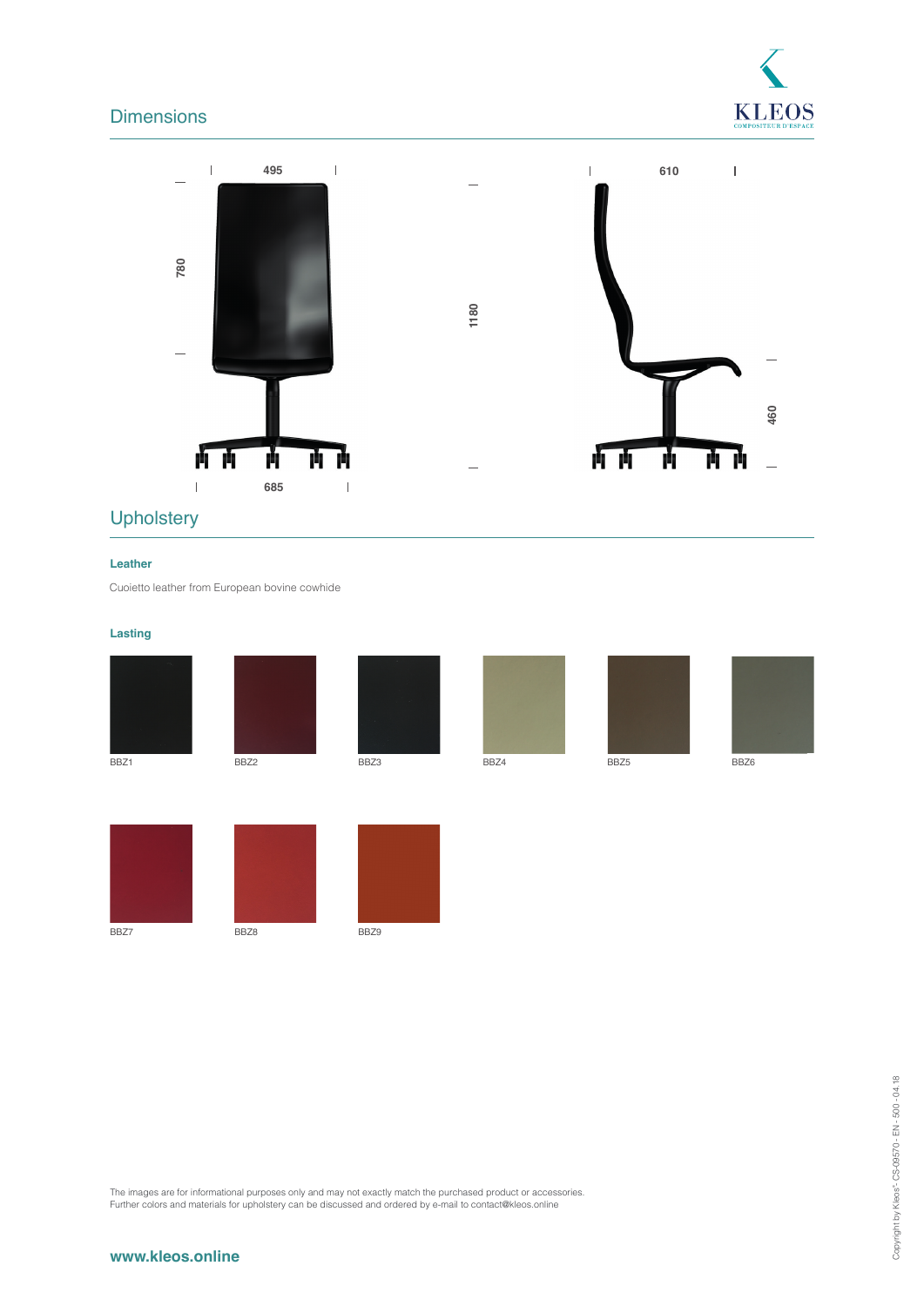## Dimensions

495

780

685

1180

610

460

## Upholstery

### Leather

Cuoietto leather from European bovine cowhide

### Lasting

BBZ1

BBZ2

BBZ3

BBZ4

BBZ5

BBZ6

BBZ7

BBZ8

BBZ9

The images are for informational purposes only and may not exactly match the purchased product or accessories.
Further colors and materials for upholstery can be discussed and ordered by e-mail to contact@kleos.online

**www.kleos.online**

Copyright by Kleos® · CS-09570 · EN · 500 · 04.18